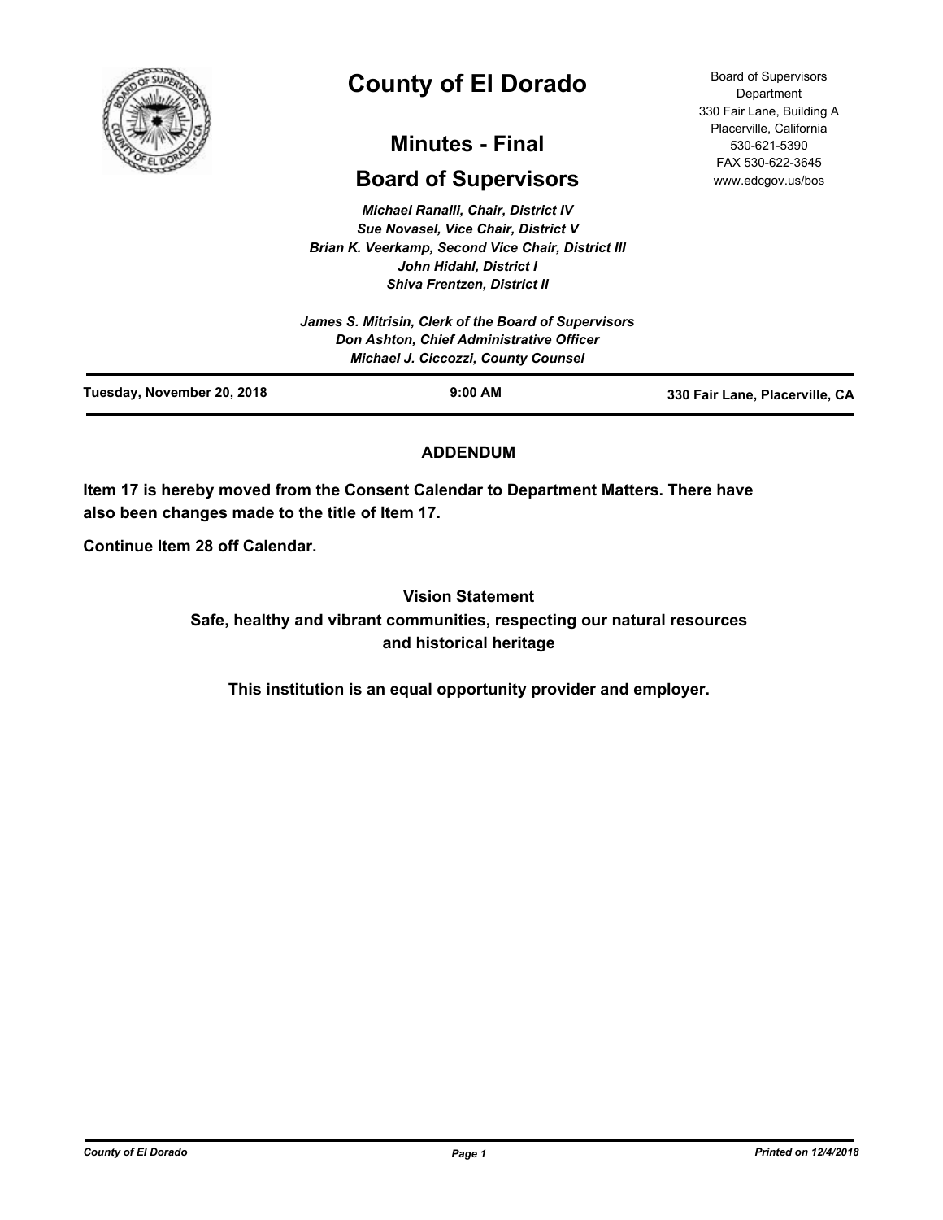# County of El Dorado

## Minutes - Final

## Board of Supervisors

Board of Supervisors Department
330 Fair Lane, Building A
Placerville, California
530-621-5390
FAX 530-622-3645
www.edcgov.us/bos

*Michael Ranalli, Chair, District IV*
*Sue Novasel, Vice Chair, District V*
*Brian K. Veerkamp, Second Vice Chair, District III*
*John Hidahl, District I*
*Shiva Frentzen, District II*

*James S. Mitrisin, Clerk of the Board of Supervisors*
*Don Ashton, Chief Administrative Officer*
*Michael J. Ciccozzi, County Counsel*

**Tuesday, November 20, 2018** | **9:00 AM** | **330 Fair Lane, Placerville, CA**

### ADDENDUM

**Item 17 is hereby moved from the Consent Calendar to Department Matters. There have also been changes made to the title of Item 17.**

**Continue Item 28 off Calendar.**

**Vision Statement**
**Safe, healthy and vibrant communities, respecting our natural resources and historical heritage**

**This institution is an equal opportunity provider and employer.**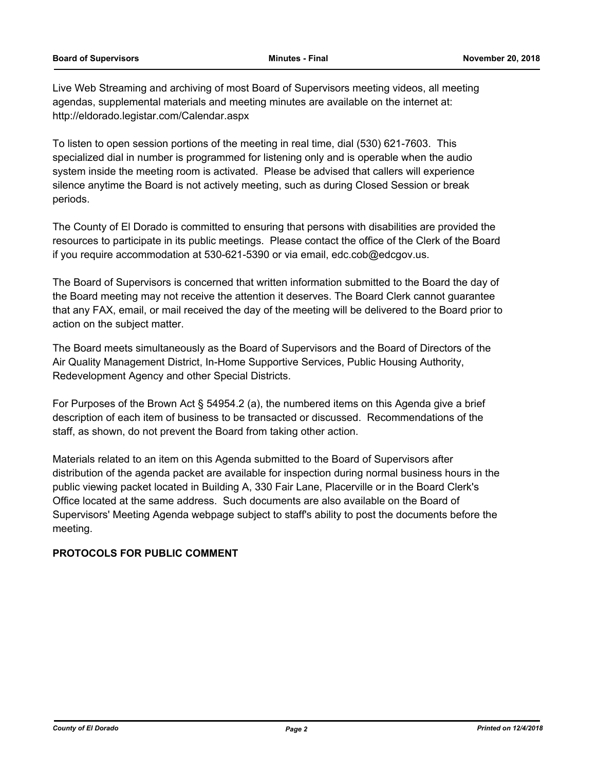Live Web Streaming and archiving of most Board of Supervisors meeting videos, all meeting agendas, supplemental materials and meeting minutes are available on the internet at: http://eldorado.legistar.com/Calendar.aspx

To listen to open session portions of the meeting in real time, dial (530) 621-7603. This specialized dial in number is programmed for listening only and is operable when the audio system inside the meeting room is activated. Please be advised that callers will experience silence anytime the Board is not actively meeting, such as during Closed Session or break periods.

The County of El Dorado is committed to ensuring that persons with disabilities are provided the resources to participate in its public meetings. Please contact the office of the Clerk of the Board if you require accommodation at 530-621-5390 or via email, edc.cob@edcgov.us.

The Board of Supervisors is concerned that written information submitted to the Board the day of the Board meeting may not receive the attention it deserves. The Board Clerk cannot guarantee that any FAX, email, or mail received the day of the meeting will be delivered to the Board prior to action on the subject matter.

The Board meets simultaneously as the Board of Supervisors and the Board of Directors of the Air Quality Management District, In-Home Supportive Services, Public Housing Authority, Redevelopment Agency and other Special Districts.

For Purposes of the Brown Act § 54954.2 (a), the numbered items on this Agenda give a brief description of each item of business to be transacted or discussed. Recommendations of the staff, as shown, do not prevent the Board from taking other action.

Materials related to an item on this Agenda submitted to the Board of Supervisors after distribution of the agenda packet are available for inspection during normal business hours in the public viewing packet located in Building A, 330 Fair Lane, Placerville or in the Board Clerk's Office located at the same address. Such documents are also available on the Board of Supervisors' Meeting Agenda webpage subject to staff's ability to post the documents before the meeting.

**PROTOCOLS FOR PUBLIC COMMENT**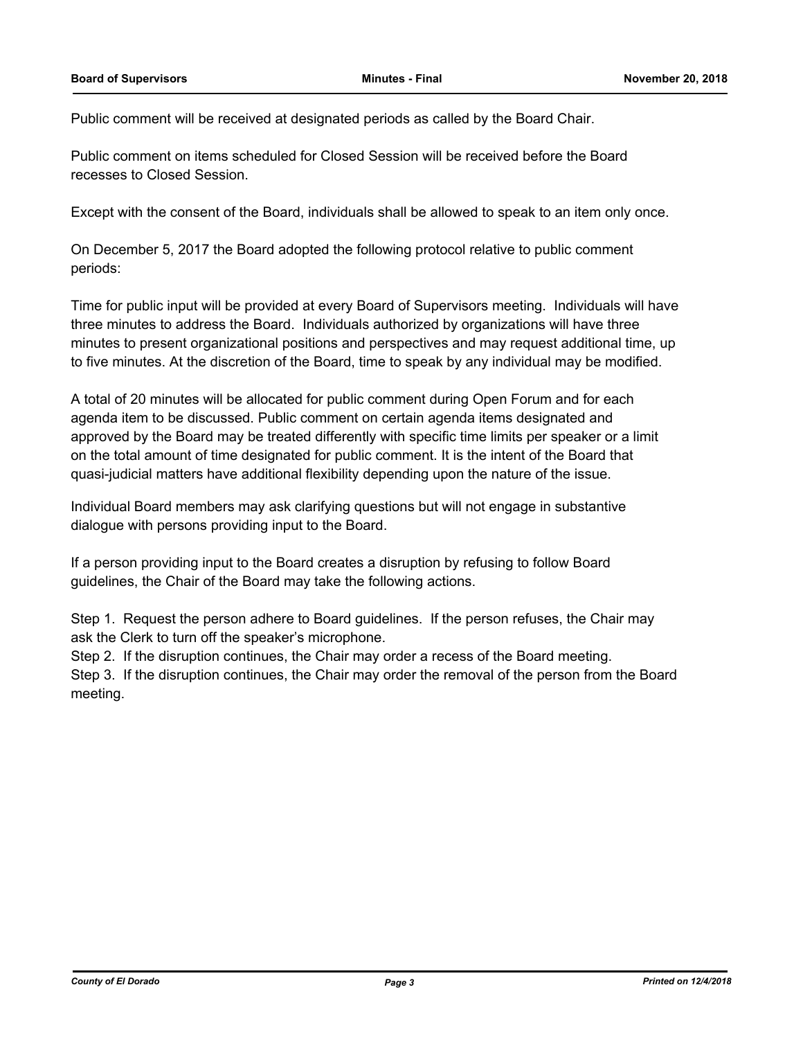Public comment will be received at designated periods as called by the Board Chair.

Public comment on items scheduled for Closed Session will be received before the Board recesses to Closed Session.

Except with the consent of the Board, individuals shall be allowed to speak to an item only once.

On December 5, 2017 the Board adopted the following protocol relative to public comment periods:

Time for public input will be provided at every Board of Supervisors meeting. Individuals will have three minutes to address the Board. Individuals authorized by organizations will have three minutes to present organizational positions and perspectives and may request additional time, up to five minutes. At the discretion of the Board, time to speak by any individual may be modified.

A total of 20 minutes will be allocated for public comment during Open Forum and for each agenda item to be discussed. Public comment on certain agenda items designated and approved by the Board may be treated differently with specific time limits per speaker or a limit on the total amount of time designated for public comment. It is the intent of the Board that quasi-judicial matters have additional flexibility depending upon the nature of the issue.

Individual Board members may ask clarifying questions but will not engage in substantive dialogue with persons providing input to the Board.

If a person providing input to the Board creates a disruption by refusing to follow Board guidelines, the Chair of the Board may take the following actions.

Step 1. Request the person adhere to Board guidelines. If the person refuses, the Chair may ask the Clerk to turn off the speaker's microphone.
Step 2. If the disruption continues, the Chair may order a recess of the Board meeting.
Step 3. If the disruption continues, the Chair may order the removal of the person from the Board meeting.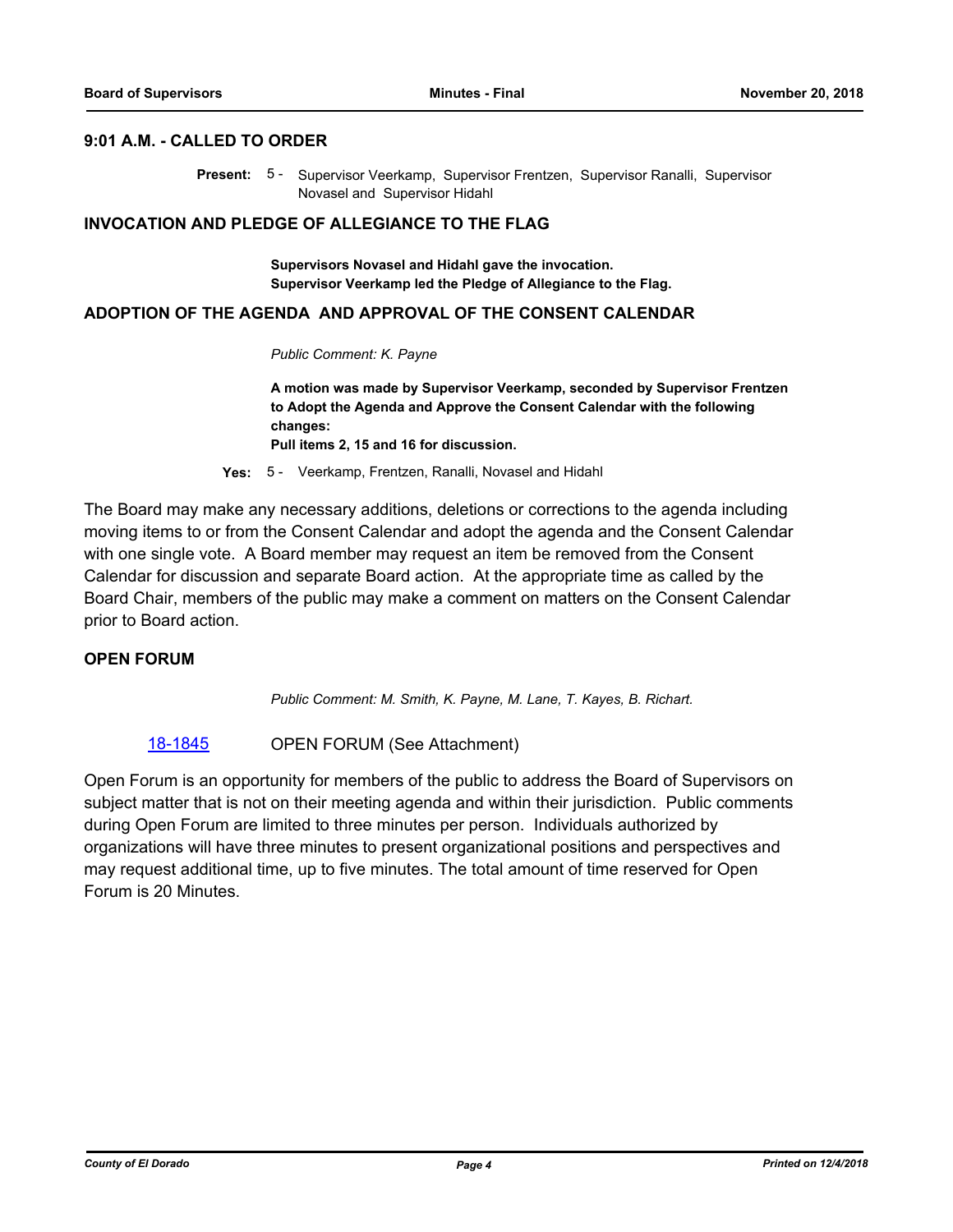## 9:01 A.M. - CALLED TO ORDER

**Present:** 5 - Supervisor Veerkamp, Supervisor Frentzen, Supervisor Ranalli, Supervisor Novasel and Supervisor Hidahl

## INVOCATION AND PLEDGE OF ALLEGIANCE TO THE FLAG

**Supervisors Novasel and Hidahl gave the invocation.**
**Supervisor Veerkamp led the Pledge of Allegiance to the Flag.**

## ADOPTION OF THE AGENDA AND APPROVAL OF THE CONSENT CALENDAR

*Public Comment: K. Payne*

**A motion was made by Supervisor Veerkamp, seconded by Supervisor Frentzen to Adopt the Agenda and Approve the Consent Calendar with the following changes:**
**Pull items 2, 15 and 16 for discussion.**

**Yes:** 5 - Veerkamp, Frentzen, Ranalli, Novasel and Hidahl

The Board may make any necessary additions, deletions or corrections to the agenda including moving items to or from the Consent Calendar and adopt the agenda and the Consent Calendar with one single vote. A Board member may request an item be removed from the Consent Calendar for discussion and separate Board action. At the appropriate time as called by the Board Chair, members of the public may make a comment on matters on the Consent Calendar prior to Board action.

## OPEN FORUM

*Public Comment: M. Smith, K. Payne, M. Lane, T. Kayes, B. Richart.*

18-1845 OPEN FORUM (See Attachment)

Open Forum is an opportunity for members of the public to address the Board of Supervisors on subject matter that is not on their meeting agenda and within their jurisdiction. Public comments during Open Forum are limited to three minutes per person. Individuals authorized by organizations will have three minutes to present organizational positions and perspectives and may request additional time, up to five minutes. The total amount of time reserved for Open Forum is 20 Minutes.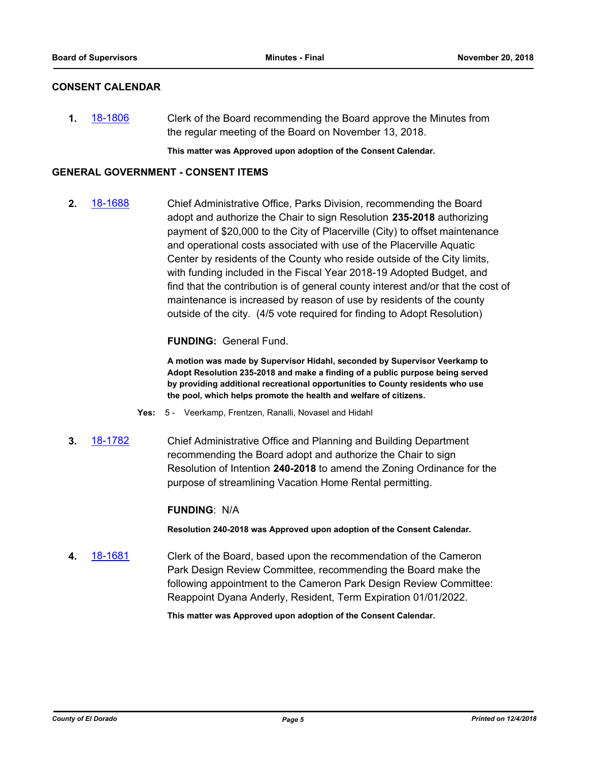## CONSENT CALENDAR

**1.** [18-1806](#) Clerk of the Board recommending the Board approve the Minutes from the regular meeting of the Board on November 13, 2018.

**This matter was Approved upon adoption of the Consent Calendar.**

## GENERAL GOVERNMENT - CONSENT ITEMS

**2.** [18-1688](#) Chief Administrative Office, Parks Division, recommending the Board adopt and authorize the Chair to sign Resolution **235-2018** authorizing payment of $20,000 to the City of Placerville (City) to offset maintenance and operational costs associated with use of the Placerville Aquatic Center by residents of the County who reside outside of the City limits, with funding included in the Fiscal Year 2018-19 Adopted Budget, and find that the contribution is of general county interest and/or that the cost of maintenance is increased by reason of use by residents of the county outside of the city. (4/5 vote required for finding to Adopt Resolution)

**FUNDING:** General Fund.

**A motion was made by Supervisor Hidahl, seconded by Supervisor Veerkamp to Adopt Resolution 235-2018 and make a finding of a public purpose being served by providing additional recreational opportunities to County residents who use the pool, which helps promote the health and welfare of citizens.**

**Yes:** 5 - Veerkamp, Frentzen, Ranalli, Novasel and Hidahl

**3.** [18-1782](#) Chief Administrative Office and Planning and Building Department recommending the Board adopt and authorize the Chair to sign Resolution of Intention **240-2018** to amend the Zoning Ordinance for the purpose of streamlining Vacation Home Rental permitting.

**FUNDING**: N/A

**Resolution 240-2018 was Approved upon adoption of the Consent Calendar.**

**4.** [18-1681](#) Clerk of the Board, based upon the recommendation of the Cameron Park Design Review Committee, recommending the Board make the following appointment to the Cameron Park Design Review Committee: Reappoint Dyana Anderly, Resident, Term Expiration 01/01/2022.

**This matter was Approved upon adoption of the Consent Calendar.**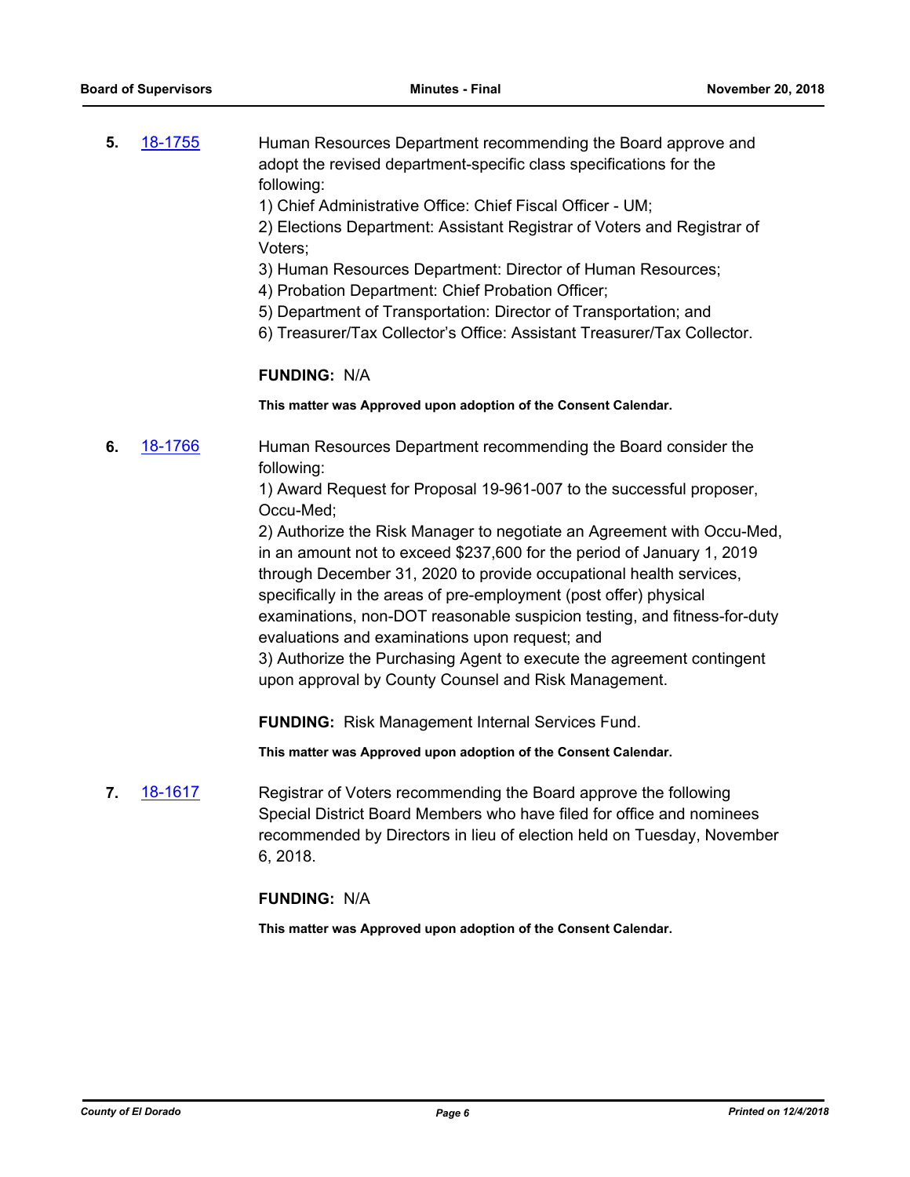**5.** 18-1755 Human Resources Department recommending the Board approve and adopt the revised department-specific class specifications for the following:

1) Chief Administrative Office: Chief Fiscal Officer - UM;
2) Elections Department: Assistant Registrar of Voters and Registrar of Voters;
3) Human Resources Department: Director of Human Resources;
4) Probation Department: Chief Probation Officer;
5) Department of Transportation: Director of Transportation; and
6) Treasurer/Tax Collector's Office: Assistant Treasurer/Tax Collector.

**FUNDING:** N/A

**This matter was Approved upon adoption of the Consent Calendar.**

**6.** 18-1766 Human Resources Department recommending the Board consider the following:

1) Award Request for Proposal 19-961-007 to the successful proposer, Occu-Med;
2) Authorize the Risk Manager to negotiate an Agreement with Occu-Med, in an amount not to exceed $237,600 for the period of January 1, 2019 through December 31, 2020 to provide occupational health services, specifically in the areas of pre-employment (post offer) physical examinations, non-DOT reasonable suspicion testing, and fitness-for-duty evaluations and examinations upon request; and
3) Authorize the Purchasing Agent to execute the agreement contingent upon approval by County Counsel and Risk Management.

**FUNDING:** Risk Management Internal Services Fund.

**This matter was Approved upon adoption of the Consent Calendar.**

**7.** 18-1617 Registrar of Voters recommending the Board approve the following Special District Board Members who have filed for office and nominees recommended by Directors in lieu of election held on Tuesday, November 6, 2018.

**FUNDING:** N/A

**This matter was Approved upon adoption of the Consent Calendar.**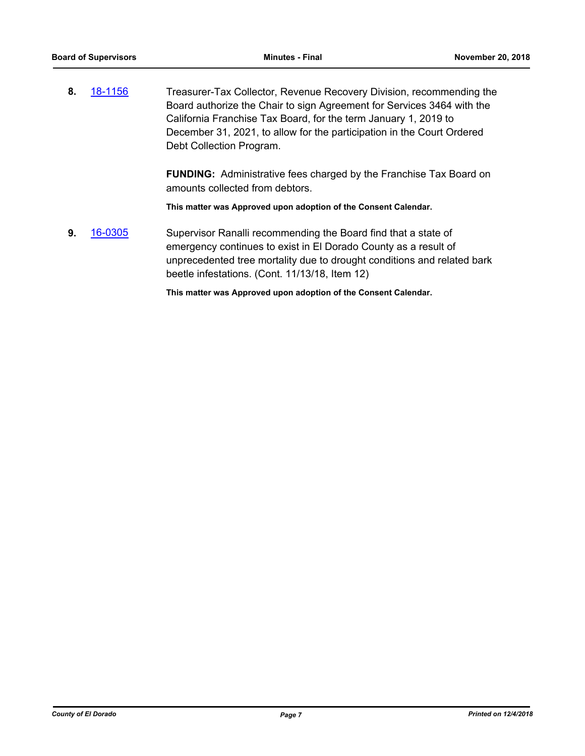**8.** 18-1156 Treasurer-Tax Collector, Revenue Recovery Division, recommending the Board authorize the Chair to sign Agreement for Services 3464 with the California Franchise Tax Board, for the term January 1, 2019 to December 31, 2021, to allow for the participation in the Court Ordered Debt Collection Program.

**FUNDING:** Administrative fees charged by the Franchise Tax Board on amounts collected from debtors.

**This matter was Approved upon adoption of the Consent Calendar.**

**9.** 16-0305 Supervisor Ranalli recommending the Board find that a state of emergency continues to exist in El Dorado County as a result of unprecedented tree mortality due to drought conditions and related bark beetle infestations. (Cont. 11/13/18, Item 12)

**This matter was Approved upon adoption of the Consent Calendar.**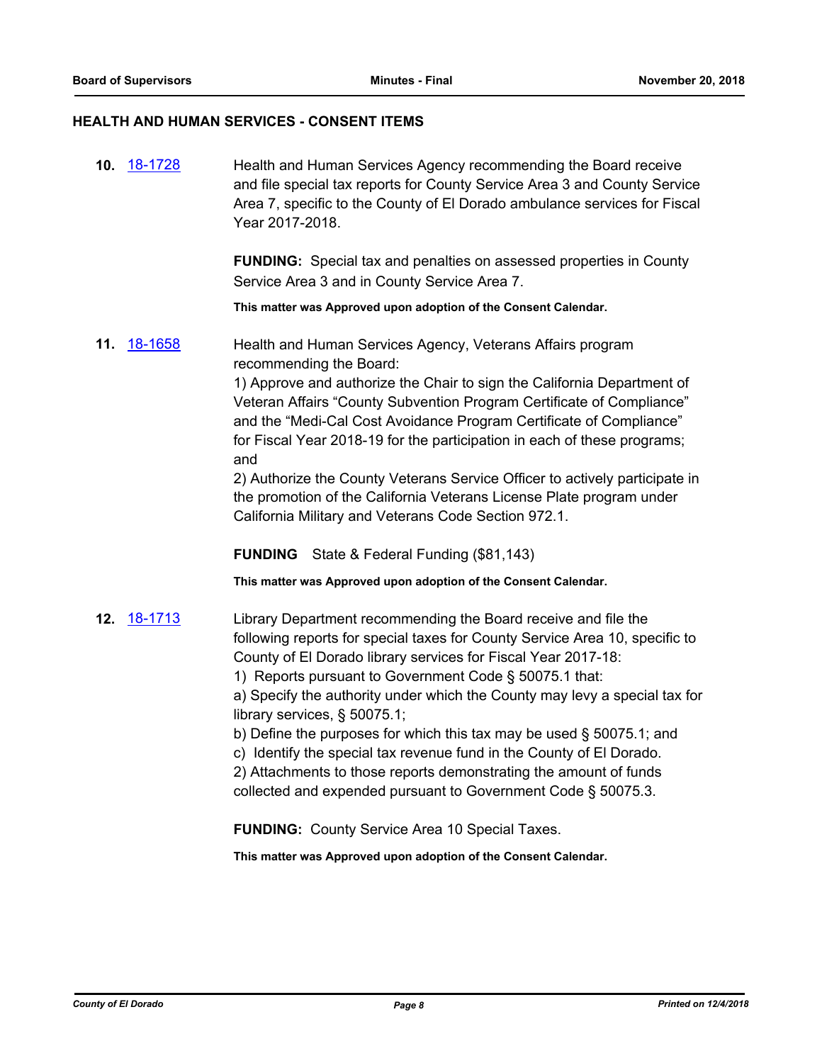## HEALTH AND HUMAN SERVICES - CONSENT ITEMS

**10.** 18-1728 Health and Human Services Agency recommending the Board receive and file special tax reports for County Service Area 3 and County Service Area 7, specific to the County of El Dorado ambulance services for Fiscal Year 2017-2018.

**FUNDING:** Special tax and penalties on assessed properties in County Service Area 3 and in County Service Area 7.

**This matter was Approved upon adoption of the Consent Calendar.**

**11.** 18-1658 Health and Human Services Agency, Veterans Affairs program recommending the Board:

1) Approve and authorize the Chair to sign the California Department of Veteran Affairs "County Subvention Program Certificate of Compliance" and the "Medi-Cal Cost Avoidance Program Certificate of Compliance" for Fiscal Year 2018-19 for the participation in each of these programs; and

2) Authorize the County Veterans Service Officer to actively participate in the promotion of the California Veterans License Plate program under California Military and Veterans Code Section 972.1.

**FUNDING** State & Federal Funding ($81,143)

**This matter was Approved upon adoption of the Consent Calendar.**

**12.** 18-1713 Library Department recommending the Board receive and file the following reports for special taxes for County Service Area 10, specific to County of El Dorado library services for Fiscal Year 2017-18:

1) Reports pursuant to Government Code § 50075.1 that:

a) Specify the authority under which the County may levy a special tax for library services, § 50075.1;

b) Define the purposes for which this tax may be used § 50075.1; and

c) Identify the special tax revenue fund in the County of El Dorado.

2) Attachments to those reports demonstrating the amount of funds collected and expended pursuant to Government Code § 50075.3.

**FUNDING:** County Service Area 10 Special Taxes.

**This matter was Approved upon adoption of the Consent Calendar.**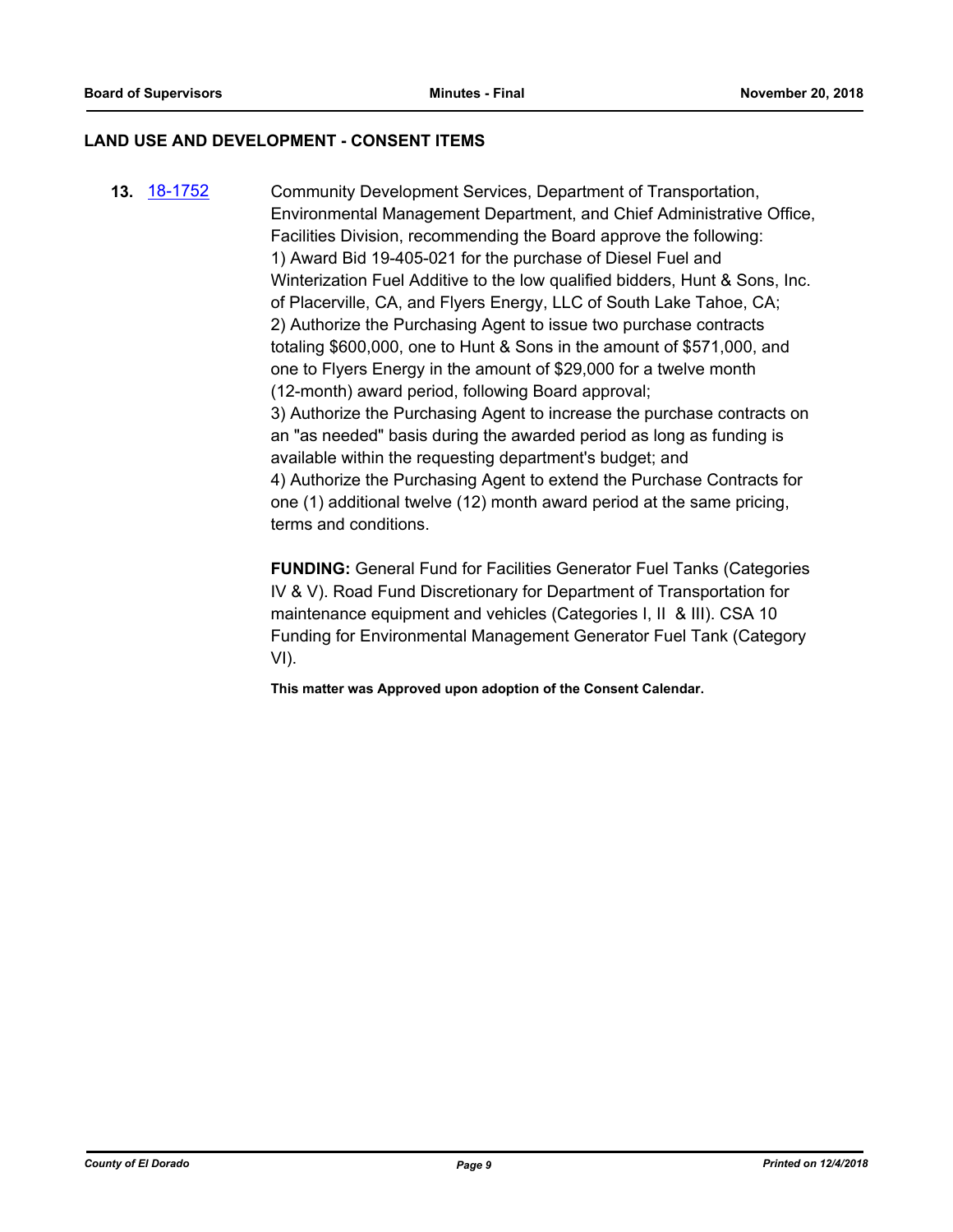## LAND USE AND DEVELOPMENT - CONSENT ITEMS

**13.** [18-1752](18-1752) Community Development Services, Department of Transportation, Environmental Management Department, and Chief Administrative Office, Facilities Division, recommending the Board approve the following:
1) Award Bid 19-405-021 for the purchase of Diesel Fuel and Winterization Fuel Additive to the low qualified bidders, Hunt & Sons, Inc. of Placerville, CA, and Flyers Energy, LLC of South Lake Tahoe, CA;
2) Authorize the Purchasing Agent to issue two purchase contracts totaling $600,000, one to Hunt & Sons in the amount of $571,000, and one to Flyers Energy in the amount of $29,000 for a twelve month (12-month) award period, following Board approval;
3) Authorize the Purchasing Agent to increase the purchase contracts on an "as needed" basis during the awarded period as long as funding is available within the requesting department's budget; and
4) Authorize the Purchasing Agent to extend the Purchase Contracts for one (1) additional twelve (12) month award period at the same pricing, terms and conditions.

**FUNDING:** General Fund for Facilities Generator Fuel Tanks (Categories IV & V). Road Fund Discretionary for Department of Transportation for maintenance equipment and vehicles (Categories I, II & III). CSA 10 Funding for Environmental Management Generator Fuel Tank (Category VI).

**This matter was Approved upon adoption of the Consent Calendar.**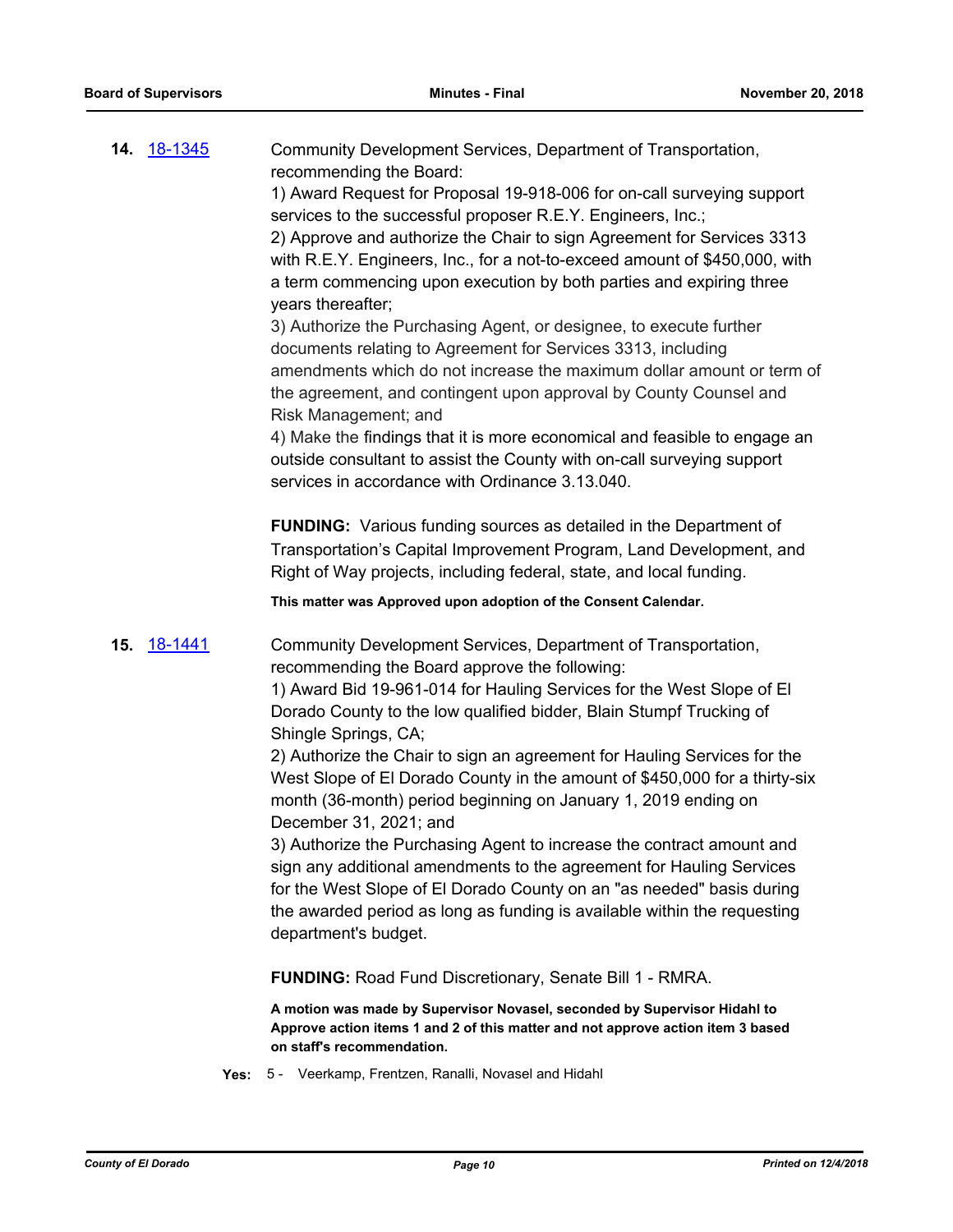**14.** 18-1345

Community Development Services, Department of Transportation, recommending the Board:

1) Award Request for Proposal 19-918-006 for on-call surveying support services to the successful proposer R.E.Y. Engineers, Inc.;

2) Approve and authorize the Chair to sign Agreement for Services 3313 with R.E.Y. Engineers, Inc., for a not-to-exceed amount of $450,000, with a term commencing upon execution by both parties and expiring three years thereafter;

3) Authorize the Purchasing Agent, or designee, to execute further documents relating to Agreement for Services 3313, including amendments which do not increase the maximum dollar amount or term of the agreement, and contingent upon approval by County Counsel and Risk Management; and

4) Make the findings that it is more economical and feasible to engage an outside consultant to assist the County with on-call surveying support services in accordance with Ordinance 3.13.040.

**FUNDING:** Various funding sources as detailed in the Department of Transportation's Capital Improvement Program, Land Development, and Right of Way projects, including federal, state, and local funding.

**This matter was Approved upon adoption of the Consent Calendar.**

**15.** 18-1441

Community Development Services, Department of Transportation, recommending the Board approve the following:

1) Award Bid 19-961-014 for Hauling Services for the West Slope of El Dorado County to the low qualified bidder, Blain Stumpf Trucking of Shingle Springs, CA;

2) Authorize the Chair to sign an agreement for Hauling Services for the West Slope of El Dorado County in the amount of $450,000 for a thirty-six month (36-month) period beginning on January 1, 2019 ending on December 31, 2021; and

3) Authorize the Purchasing Agent to increase the contract amount and sign any additional amendments to the agreement for Hauling Services for the West Slope of El Dorado County on an "as needed" basis during the awarded period as long as funding is available within the requesting department's budget.

**FUNDING:** Road Fund Discretionary, Senate Bill 1 - RMRA.

**A motion was made by Supervisor Novasel, seconded by Supervisor Hidahl to Approve action items 1 and 2 of this matter and not approve action item 3 based on staff's recommendation.**

**Yes:** 5 - Veerkamp, Frentzen, Ranalli, Novasel and Hidahl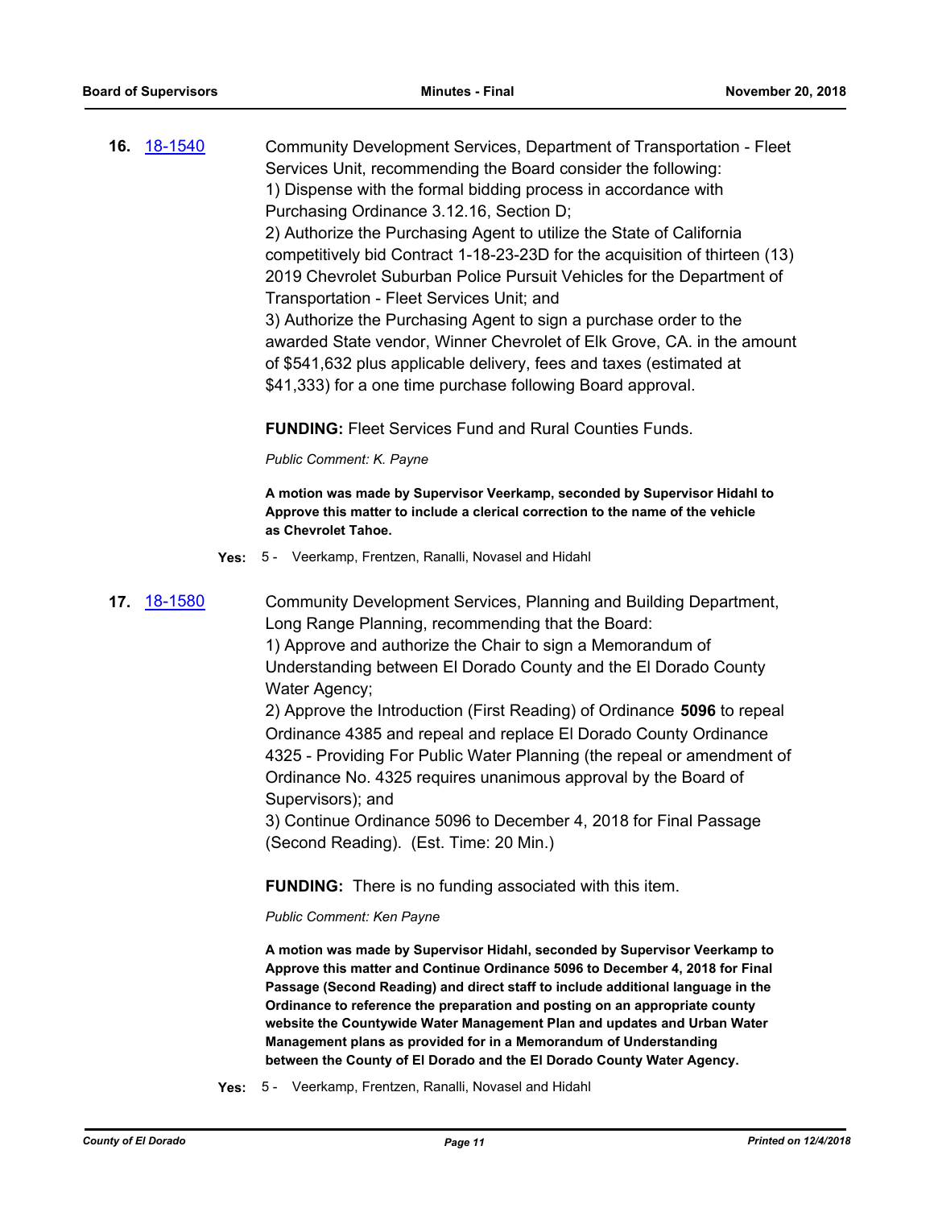**16.** [18-1540](18-1540)

Community Development Services, Department of Transportation - Fleet Services Unit, recommending the Board consider the following:
1) Dispense with the formal bidding process in accordance with Purchasing Ordinance 3.12.16, Section D;
2) Authorize the Purchasing Agent to utilize the State of California competitively bid Contract 1-18-23-23D for the acquisition of thirteen (13) 2019 Chevrolet Suburban Police Pursuit Vehicles for the Department of Transportation - Fleet Services Unit; and
3) Authorize the Purchasing Agent to sign a purchase order to the awarded State vendor, Winner Chevrolet of Elk Grove, CA. in the amount of $541,632 plus applicable delivery, fees and taxes (estimated at $41,333) for a one time purchase following Board approval.

**FUNDING:** Fleet Services Fund and Rural Counties Funds.

*Public Comment: K. Payne*

**A motion was made by Supervisor Veerkamp, seconded by Supervisor Hidahl to Approve this matter to include a clerical correction to the name of the vehicle as Chevrolet Tahoe.**

**Yes:** 5 - Veerkamp, Frentzen, Ranalli, Novasel and Hidahl

**17.** [18-1580](18-1580)

Community Development Services, Planning and Building Department, Long Range Planning, recommending that the Board:
1) Approve and authorize the Chair to sign a Memorandum of Understanding between El Dorado County and the El Dorado County Water Agency;
2) Approve the Introduction (First Reading) of Ordinance **5096** to repeal Ordinance 4385 and repeal and replace El Dorado County Ordinance 4325 - Providing For Public Water Planning (the repeal or amendment of Ordinance No. 4325 requires unanimous approval by the Board of Supervisors); and
3) Continue Ordinance 5096 to December 4, 2018 for Final Passage (Second Reading). (Est. Time: 20 Min.)

**FUNDING:** There is no funding associated with this item.

*Public Comment: Ken Payne*

**A motion was made by Supervisor Hidahl, seconded by Supervisor Veerkamp to Approve this matter and Continue Ordinance 5096 to December 4, 2018 for Final Passage (Second Reading) and direct staff to include additional language in the Ordinance to reference the preparation and posting on an appropriate county website the Countywide Water Management Plan and updates and Urban Water Management plans as provided for in a Memorandum of Understanding between the County of El Dorado and the El Dorado County Water Agency.**

**Yes:** 5 - Veerkamp, Frentzen, Ranalli, Novasel and Hidahl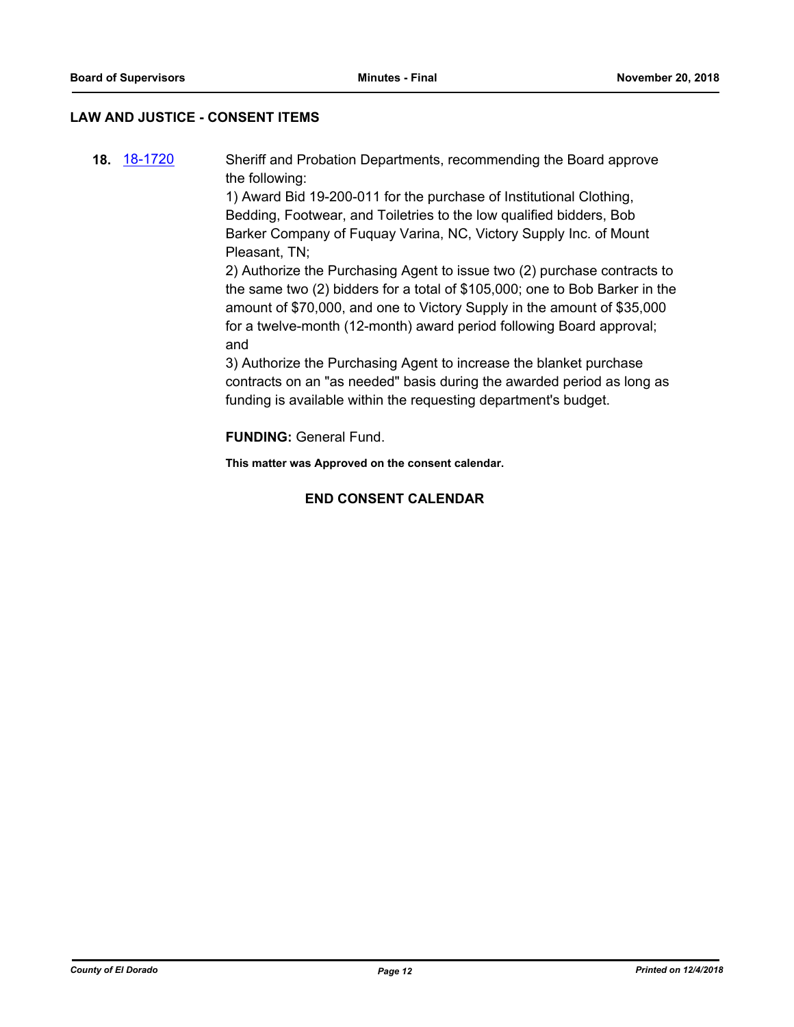## LAW AND JUSTICE - CONSENT ITEMS

**18.** [18-1720](18-1720)

Sheriff and Probation Departments, recommending the Board approve the following:
1) Award Bid 19-200-011 for the purchase of Institutional Clothing, Bedding, Footwear, and Toiletries to the low qualified bidders, Bob Barker Company of Fuquay Varina, NC, Victory Supply Inc. of Mount Pleasant, TN;
2) Authorize the Purchasing Agent to issue two (2) purchase contracts to the same two (2) bidders for a total of $105,000; one to Bob Barker in the amount of $70,000, and one to Victory Supply in the amount of $35,000 for a twelve-month (12-month) award period following Board approval; and
3) Authorize the Purchasing Agent to increase the blanket purchase contracts on an "as needed" basis during the awarded period as long as funding is available within the requesting department's budget.

**FUNDING:** General Fund.

**This matter was Approved on the consent calendar.**

**END CONSENT CALENDAR**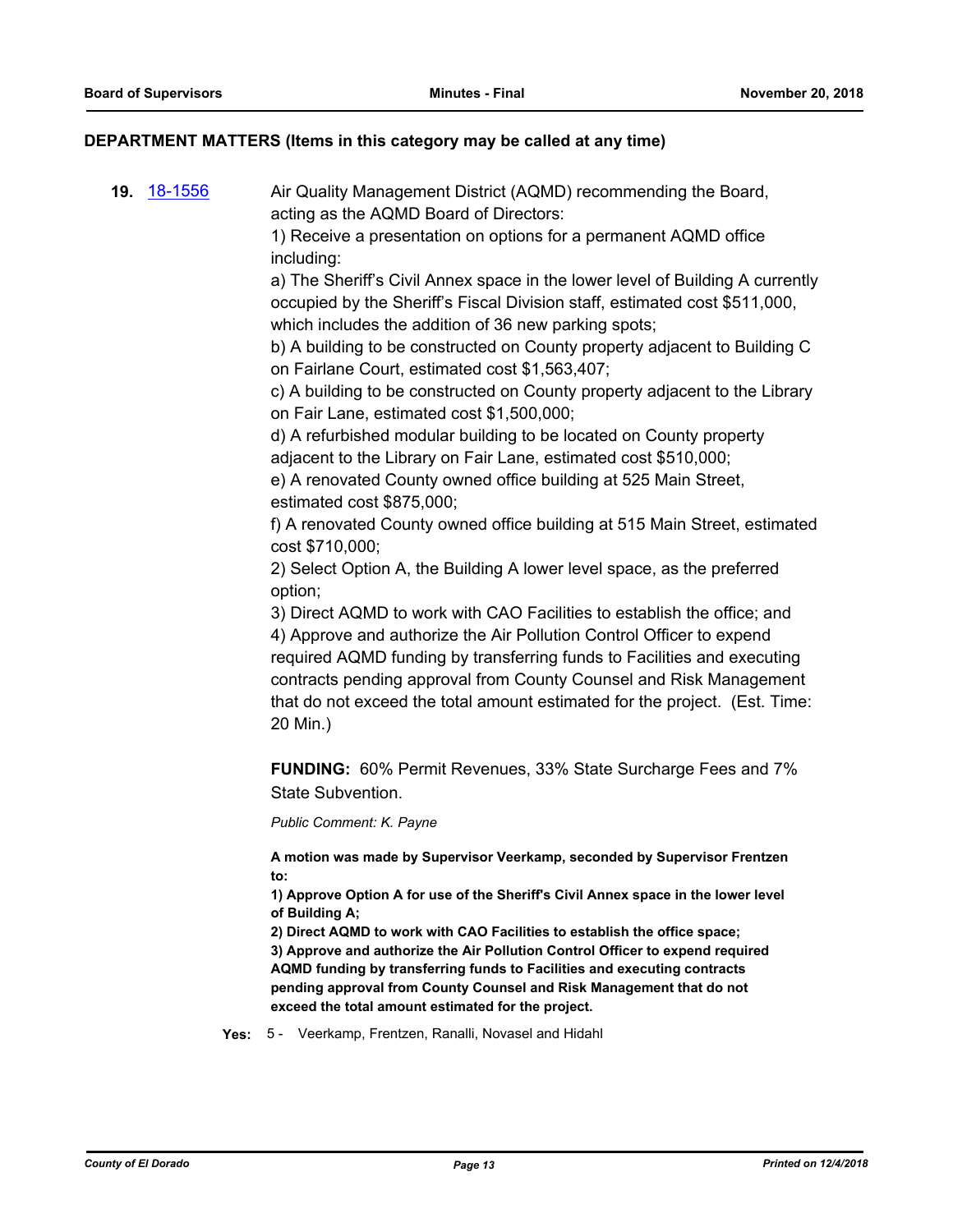## DEPARTMENT MATTERS (Items in this category may be called at any time)

**19.** 18-1556 Air Quality Management District (AQMD) recommending the Board, acting as the AQMD Board of Directors:

1) Receive a presentation on options for a permanent AQMD office including:

a) The Sheriff's Civil Annex space in the lower level of Building A currently occupied by the Sheriff's Fiscal Division staff, estimated cost $511,000, which includes the addition of 36 new parking spots;

b) A building to be constructed on County property adjacent to Building C on Fairlane Court, estimated cost $1,563,407;

c) A building to be constructed on County property adjacent to the Library on Fair Lane, estimated cost $1,500,000;

d) A refurbished modular building to be located on County property adjacent to the Library on Fair Lane, estimated cost $510,000;

e) A renovated County owned office building at 525 Main Street, estimated cost $875,000;

f) A renovated County owned office building at 515 Main Street, estimated cost $710,000;

2) Select Option A, the Building A lower level space, as the preferred option;

3) Direct AQMD to work with CAO Facilities to establish the office; and

4) Approve and authorize the Air Pollution Control Officer to expend required AQMD funding by transferring funds to Facilities and executing contracts pending approval from County Counsel and Risk Management that do not exceed the total amount estimated for the project. (Est. Time: 20 Min.)

**FUNDING:** 60% Permit Revenues, 33% State Surcharge Fees and 7% State Subvention.

*Public Comment: K. Payne*

**A motion was made by Supervisor Veerkamp, seconded by Supervisor Frentzen to:**

**1) Approve Option A for use of the Sheriff's Civil Annex space in the lower level of Building A;**

**2) Direct AQMD to work with CAO Facilities to establish the office space;**

**3) Approve and authorize the Air Pollution Control Officer to expend required AQMD funding by transferring funds to Facilities and executing contracts pending approval from County Counsel and Risk Management that do not exceed the total amount estimated for the project.**

**Yes:** 5 - Veerkamp, Frentzen, Ranalli, Novasel and Hidahl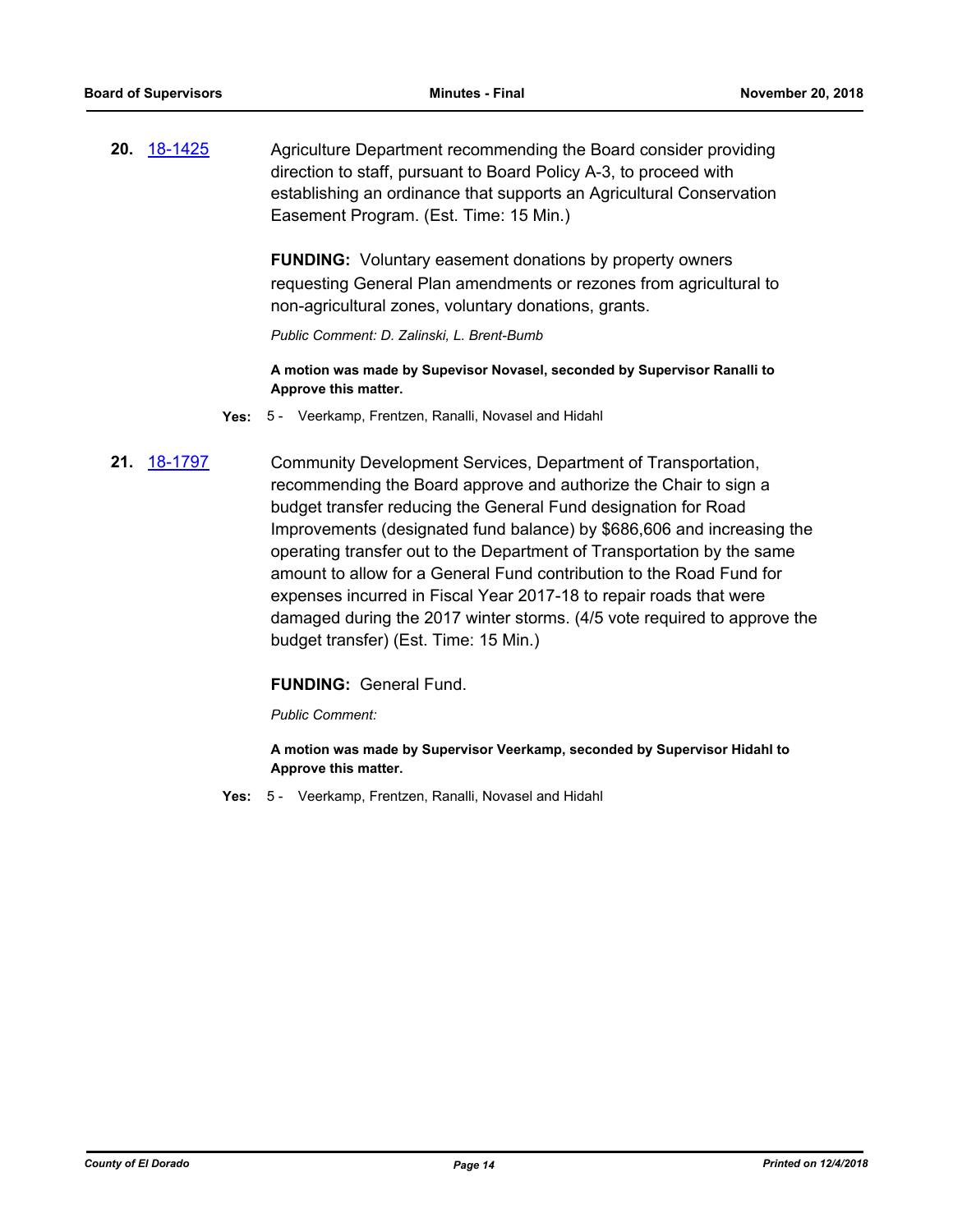**20.** 18-1425

Agriculture Department recommending the Board consider providing direction to staff, pursuant to Board Policy A-3, to proceed with establishing an ordinance that supports an Agricultural Conservation Easement Program. (Est. Time: 15 Min.)

**FUNDING:** Voluntary easement donations by property owners requesting General Plan amendments or rezones from agricultural to non-agricultural zones, voluntary donations, grants.

*Public Comment: D. Zalinski, L. Brent-Bumb*

**A motion was made by Supevisor Novasel, seconded by Supervisor Ranalli to Approve this matter.**

**Yes:** 5 - Veerkamp, Frentzen, Ranalli, Novasel and Hidahl

**21.** 18-1797

Community Development Services, Department of Transportation, recommending the Board approve and authorize the Chair to sign a budget transfer reducing the General Fund designation for Road Improvements (designated fund balance) by $686,606 and increasing the operating transfer out to the Department of Transportation by the same amount to allow for a General Fund contribution to the Road Fund for expenses incurred in Fiscal Year 2017-18 to repair roads that were damaged during the 2017 winter storms. (4/5 vote required to approve the budget transfer) (Est. Time: 15 Min.)

**FUNDING:** General Fund.

*Public Comment:*

**A motion was made by Supervisor Veerkamp, seconded by Supervisor Hidahl to Approve this matter.**

**Yes:** 5 - Veerkamp, Frentzen, Ranalli, Novasel and Hidahl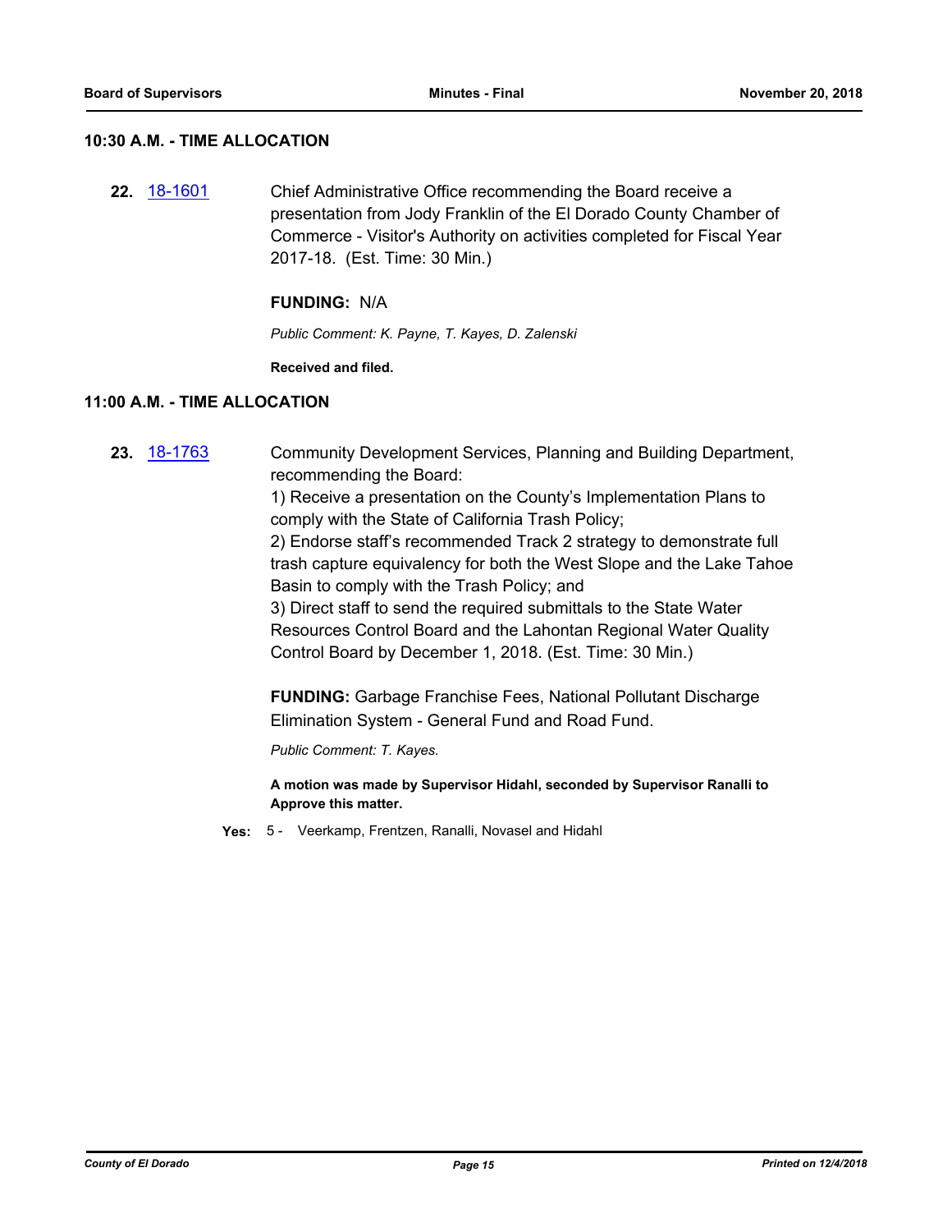## 10:30 A.M. - TIME ALLOCATION

**22.** [18-1601] Chief Administrative Office recommending the Board receive a presentation from Jody Franklin of the El Dorado County Chamber of Commerce - Visitor's Authority on activities completed for Fiscal Year 2017-18. (Est. Time: 30 Min.)

**FUNDING:** N/A

*Public Comment: K. Payne, T. Kayes, D. Zalenski*

**Received and filed.**

## 11:00 A.M. - TIME ALLOCATION

**23.** [18-1763] Community Development Services, Planning and Building Department, recommending the Board:

1) Receive a presentation on the County's Implementation Plans to comply with the State of California Trash Policy;

2) Endorse staff's recommended Track 2 strategy to demonstrate full trash capture equivalency for both the West Slope and the Lake Tahoe Basin to comply with the Trash Policy; and

3) Direct staff to send the required submittals to the State Water Resources Control Board and the Lahontan Regional Water Quality Control Board by December 1, 2018. (Est. Time: 30 Min.)

**FUNDING:** Garbage Franchise Fees, National Pollutant Discharge Elimination System - General Fund and Road Fund.

*Public Comment: T. Kayes.*

**A motion was made by Supervisor Hidahl, seconded by Supervisor Ranalli to Approve this matter.**

**Yes:** 5 - Veerkamp, Frentzen, Ranalli, Novasel and Hidahl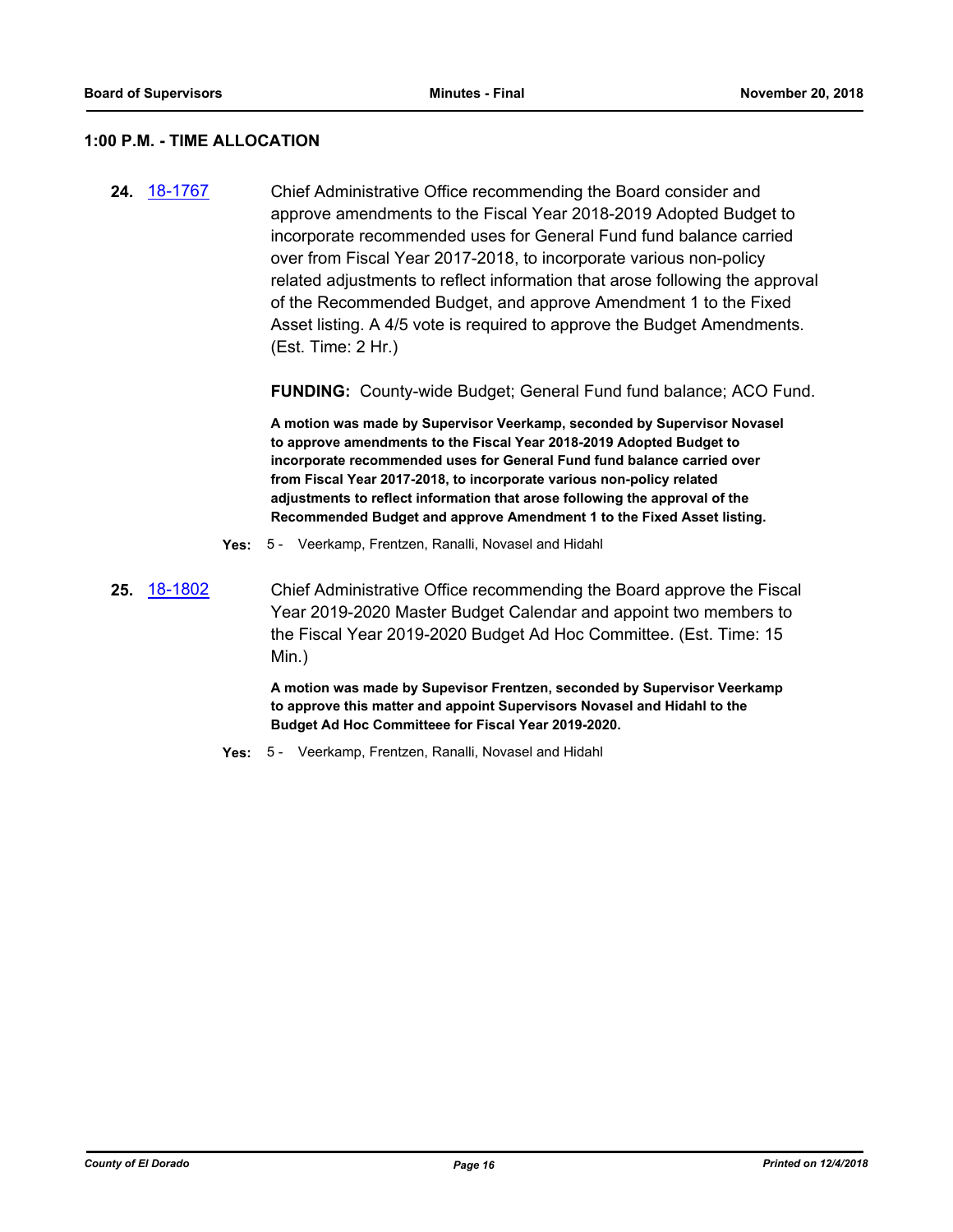### 1:00 P.M. - TIME ALLOCATION

**24.** [18-1767](18-1767) Chief Administrative Office recommending the Board consider and approve amendments to the Fiscal Year 2018-2019 Adopted Budget to incorporate recommended uses for General Fund fund balance carried over from Fiscal Year 2017-2018, to incorporate various non-policy related adjustments to reflect information that arose following the approval of the Recommended Budget, and approve Amendment 1 to the Fixed Asset listing. A 4/5 vote is required to approve the Budget Amendments. (Est. Time: 2 Hr.)

**FUNDING:** County-wide Budget; General Fund fund balance; ACO Fund.

**A motion was made by Supervisor Veerkamp, seconded by Supervisor Novasel to approve amendments to the Fiscal Year 2018-2019 Adopted Budget to incorporate recommended uses for General Fund fund balance carried over from Fiscal Year 2017-2018, to incorporate various non-policy related adjustments to reflect information that arose following the approval of the Recommended Budget and approve Amendment 1 to the Fixed Asset listing.**

**Yes:** 5 - Veerkamp, Frentzen, Ranalli, Novasel and Hidahl

**25.** [18-1802](18-1802) Chief Administrative Office recommending the Board approve the Fiscal Year 2019-2020 Master Budget Calendar and appoint two members to the Fiscal Year 2019-2020 Budget Ad Hoc Committee. (Est. Time: 15 Min.)

**A motion was made by Supevisor Frentzen, seconded by Supervisor Veerkamp to approve this matter and appoint Supervisors Novasel and Hidahl to the Budget Ad Hoc Committeee for Fiscal Year 2019-2020.**

**Yes:** 5 - Veerkamp, Frentzen, Ranalli, Novasel and Hidahl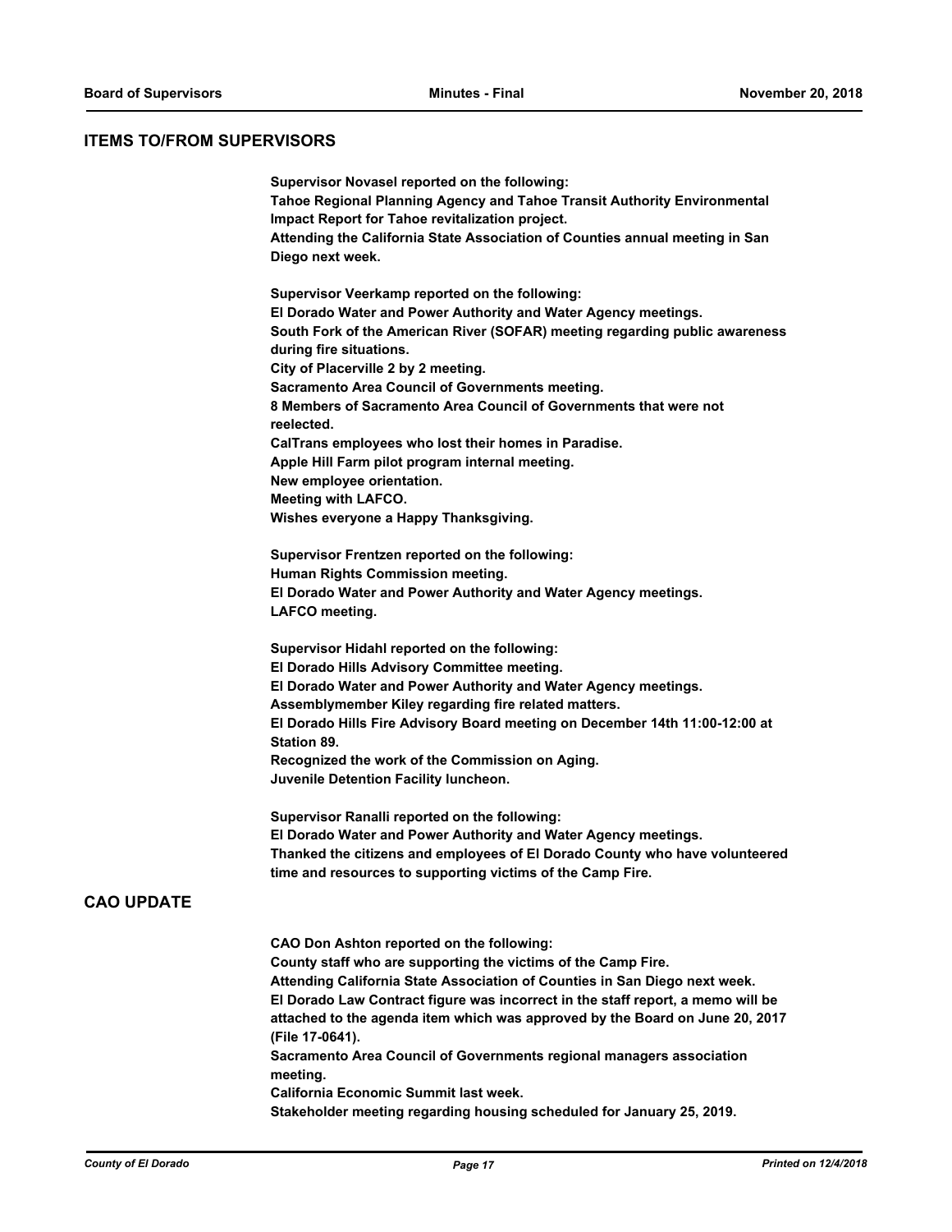## ITEMS TO/FROM SUPERVISORS

**Supervisor Novasel reported on the following:**
**Tahoe Regional Planning Agency and Tahoe Transit Authority Environmental Impact Report for Tahoe revitalization project.**
**Attending the California State Association of Counties annual meeting in San Diego next week.**

**Supervisor Veerkamp reported on the following:**
**El Dorado Water and Power Authority and Water Agency meetings.**
**South Fork of the American River (SOFAR) meeting regarding public awareness during fire situations.**
**City of Placerville 2 by 2 meeting.**
**Sacramento Area Council of Governments meeting.**
**8 Members of Sacramento Area Council of Governments that were not reelected.**
**CalTrans employees who lost their homes in Paradise.**
**Apple Hill Farm pilot program internal meeting.**
**New employee orientation.**
**Meeting with LAFCO.**
**Wishes everyone a Happy Thanksgiving.**

**Supervisor Frentzen reported on the following:**
**Human Rights Commission meeting.**
**El Dorado Water and Power Authority and Water Agency meetings.**
**LAFCO meeting.**

**Supervisor Hidahl reported on the following:**
**El Dorado Hills Advisory Committee meeting.**
**El Dorado Water and Power Authority and Water Agency meetings.**
**Assemblymember Kiley regarding fire related matters.**
**El Dorado Hills Fire Advisory Board meeting on December 14th 11:00-12:00 at Station 89.**
**Recognized the work of the Commission on Aging.**
**Juvenile Detention Facility luncheon.**

**Supervisor Ranalli reported on the following:**
**El Dorado Water and Power Authority and Water Agency meetings.**
**Thanked the citizens and employees of El Dorado County who have volunteered time and resources to supporting victims of the Camp Fire.**

## CAO UPDATE

**CAO Don Ashton reported on the following:**
**County staff who are supporting the victims of the Camp Fire.**
**Attending California State Association of Counties in San Diego next week.**
**El Dorado Law Contract figure was incorrect in the staff report, a memo will be attached to the agenda item which was approved by the Board on June 20, 2017 (File 17-0641).**
**Sacramento Area Council of Governments regional managers association meeting.**
**California Economic Summit last week.**
**Stakeholder meeting regarding housing scheduled for January 25, 2019.**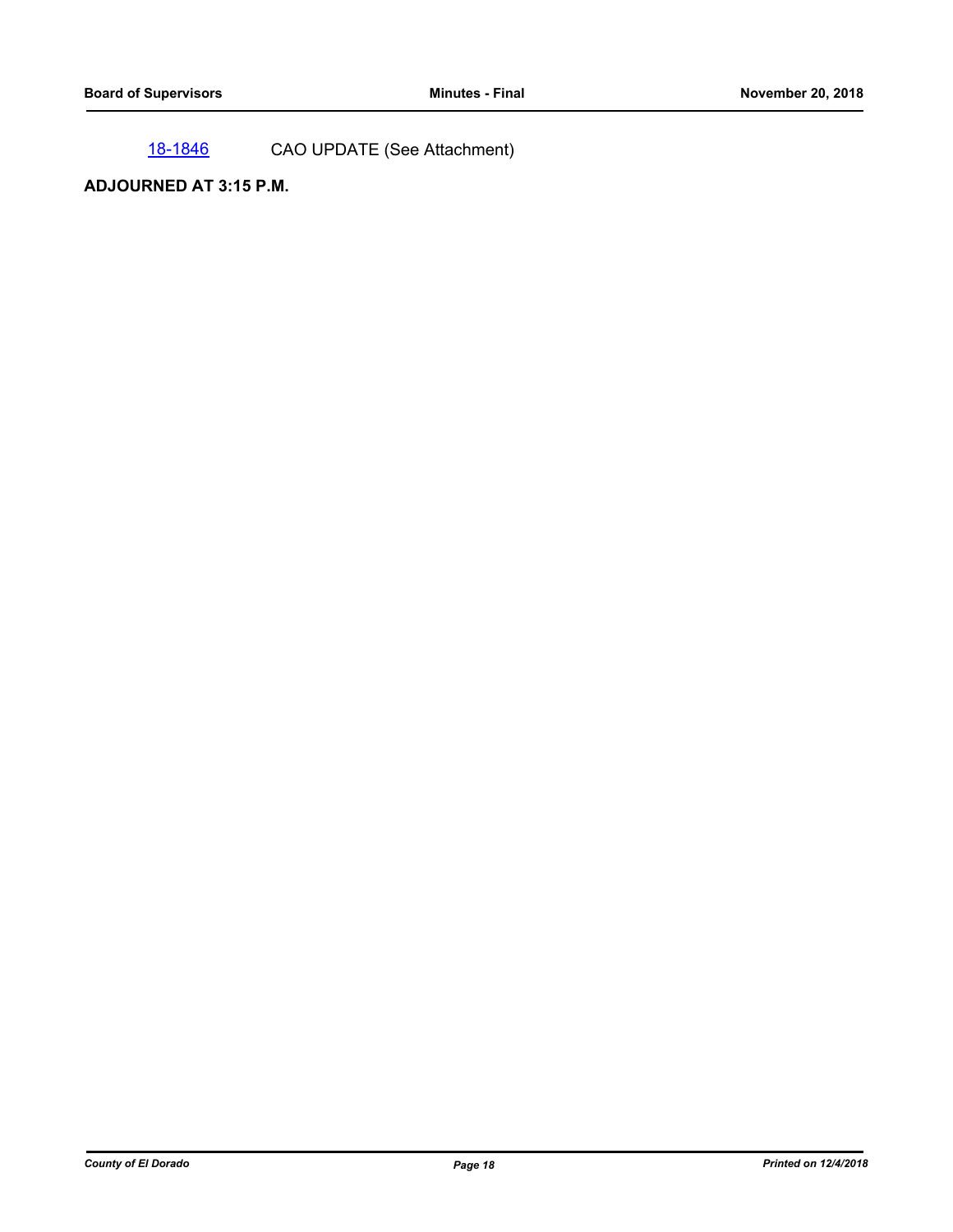18-1846 CAO UPDATE (See Attachment)

**ADJOURNED AT 3:15 P.M.**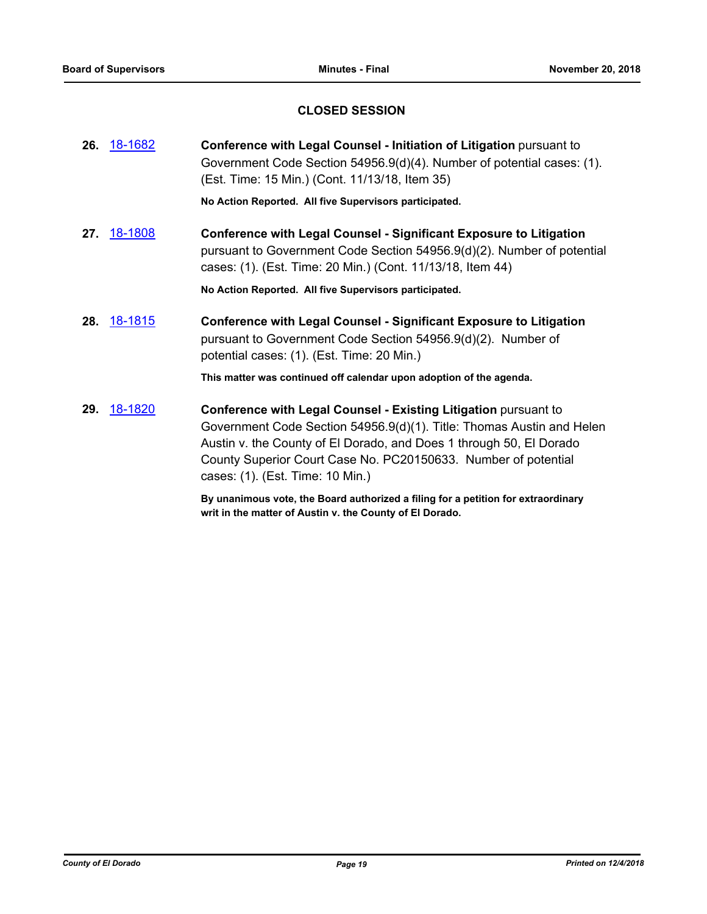## CLOSED SESSION

**26.** 18-1682 **Conference with Legal Counsel - Initiation of Litigation** pursuant to Government Code Section 54956.9(d)(4). Number of potential cases: (1). (Est. Time: 15 Min.) (Cont. 11/13/18, Item 35)

**No Action Reported. All five Supervisors participated.**

**27.** 18-1808 **Conference with Legal Counsel - Significant Exposure to Litigation** pursuant to Government Code Section 54956.9(d)(2). Number of potential cases: (1). (Est. Time: 20 Min.) (Cont. 11/13/18, Item 44)

**No Action Reported. All five Supervisors participated.**

**28.** 18-1815 **Conference with Legal Counsel - Significant Exposure to Litigation** pursuant to Government Code Section 54956.9(d)(2). Number of potential cases: (1). (Est. Time: 20 Min.)

**This matter was continued off calendar upon adoption of the agenda.**

**29.** 18-1820 **Conference with Legal Counsel - Existing Litigation** pursuant to Government Code Section 54956.9(d)(1). Title: Thomas Austin and Helen Austin v. the County of El Dorado, and Does 1 through 50, El Dorado County Superior Court Case No. PC20150633. Number of potential cases: (1). (Est. Time: 10 Min.)

**By unanimous vote, the Board authorized a filing for a petition for extraordinary writ in the matter of Austin v. the County of El Dorado.**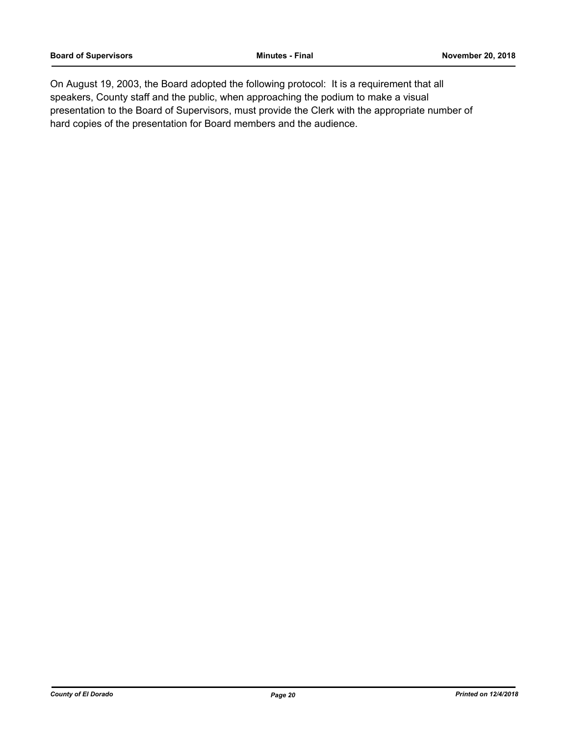On August 19, 2003, the Board adopted the following protocol: It is a requirement that all speakers, County staff and the public, when approaching the podium to make a visual presentation to the Board of Supervisors, must provide the Clerk with the appropriate number of hard copies of the presentation for Board members and the audience.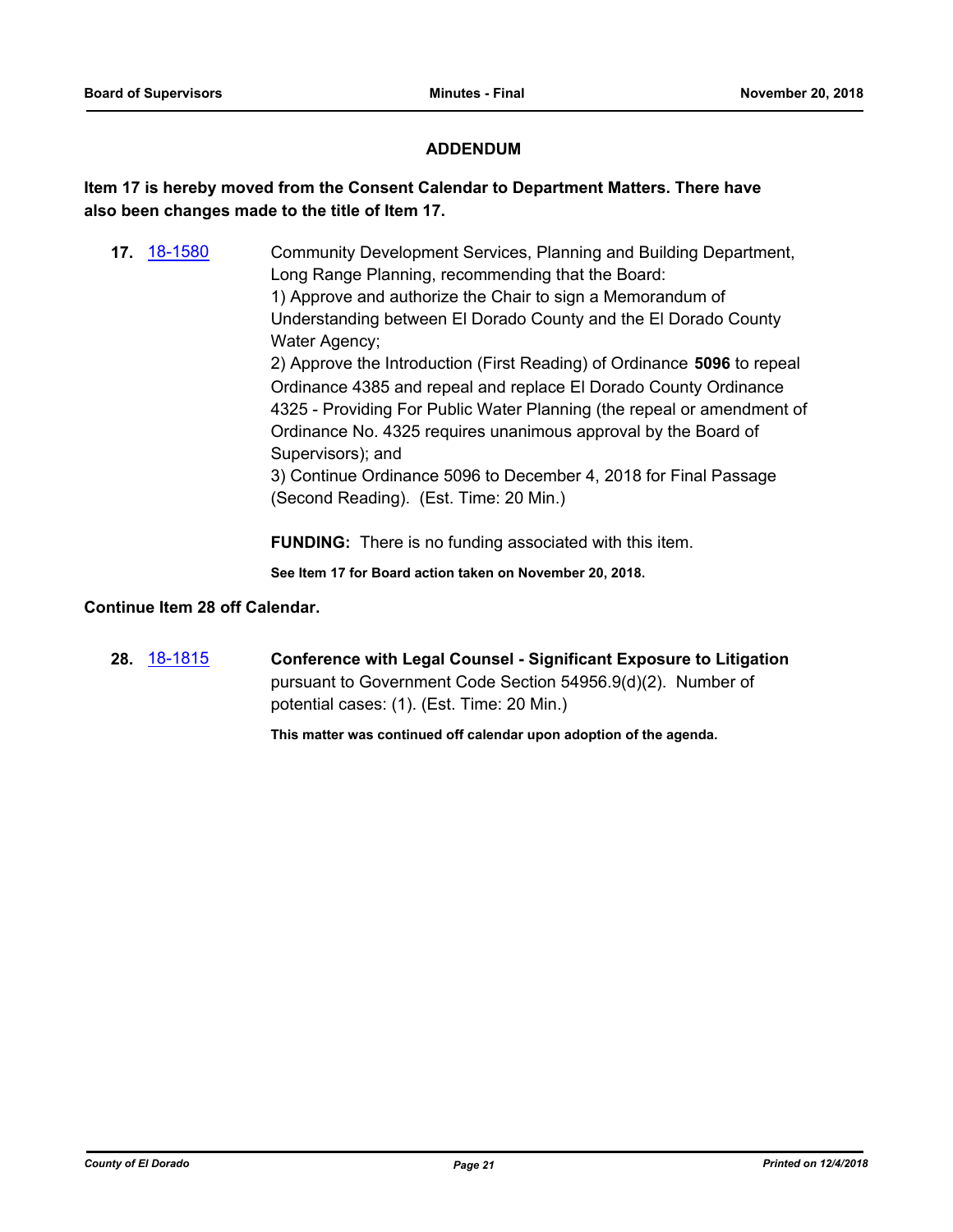## ADDENDUM

**Item 17 is hereby moved from the Consent Calendar to Department Matters. There have also been changes made to the title of Item 17.**

**17.** [18-1580](18-1580) Community Development Services, Planning and Building Department, Long Range Planning, recommending that the Board:
1) Approve and authorize the Chair to sign a Memorandum of Understanding between El Dorado County and the El Dorado County Water Agency;
2) Approve the Introduction (First Reading) of Ordinance **5096** to repeal Ordinance 4385 and repeal and replace El Dorado County Ordinance 4325 - Providing For Public Water Planning (the repeal or amendment of Ordinance No. 4325 requires unanimous approval by the Board of Supervisors); and
3) Continue Ordinance 5096 to December 4, 2018 for Final Passage (Second Reading). (Est. Time: 20 Min.)

**FUNDING:** There is no funding associated with this item.

**See Item 17 for Board action taken on November 20, 2018.**

**Continue Item 28 off Calendar.**

**28.** [18-1815](18-1815) **Conference with Legal Counsel - Significant Exposure to Litigation** pursuant to Government Code Section 54956.9(d)(2). Number of potential cases: (1). (Est. Time: 20 Min.)

**This matter was continued off calendar upon adoption of the agenda.**